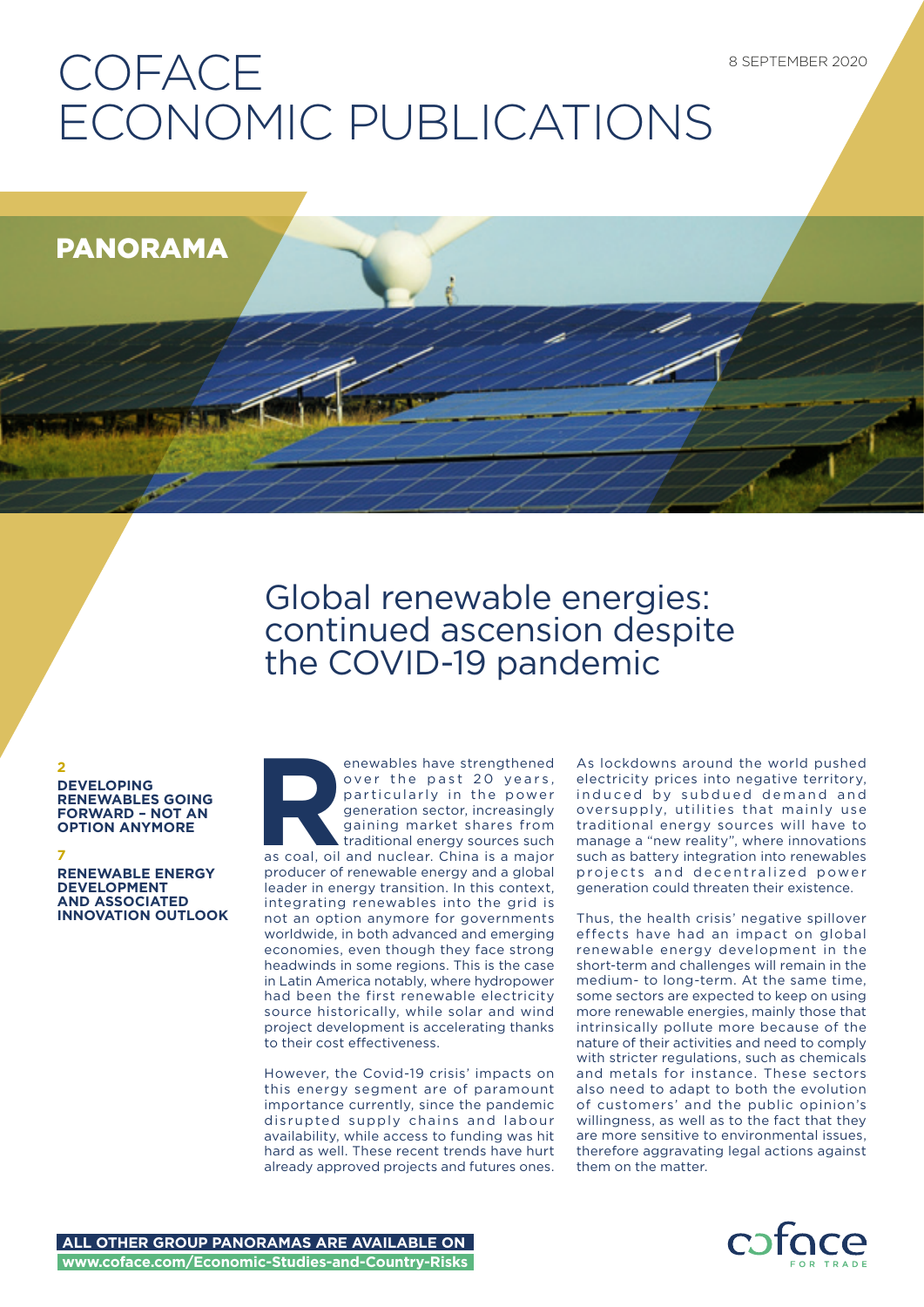# COFACE ECONOMIC PUBLICATIONS

8 SEPTEMBER 2020

## PANORAMA

# Global renewable energies: continued ascension despite the COVID-19 pandemic

**2**
**DEVELOPING RENEWABLES GOING FORWARD – NOT AN OPTION ANYMORE**

**7**
**RENEWABLE ENERGY DEVELOPMENT AND ASSOCIATED INNOVATION OUTLOOK**

Renewables have strengthened over the past 20 years, particularly in the power generation sector, increasingly gaining market shares from traditional energy sources such as coal, oil and nuclear. China is a major producer of renewable energy and a global leader in energy transition. In this context, integrating renewables into the grid is not an option anymore for governments worldwide, in both advanced and emerging economies, even though they face strong headwinds in some regions. This is the case in Latin America notably, where hydropower had been the first renewable electricity source historically, while solar and wind project development is accelerating thanks to their cost effectiveness.

However, the Covid-19 crisis' impacts on this energy segment are of paramount importance currently, since the pandemic disrupted supply chains and labour availability, while access to funding was hit hard as well. These recent trends have hurt already approved projects and futures ones.

As lockdowns around the world pushed electricity prices into negative territory, induced by subdued demand and oversupply, utilities that mainly use traditional energy sources will have to manage a "new reality", where innovations such as battery integration into renewables projects and decentralized power generation could threaten their existence.

Thus, the health crisis' negative spillover effects have had an impact on global renewable energy development in the short-term and challenges will remain in the medium- to long-term. At the same time, some sectors are expected to keep on using more renewable energies, mainly those that intrinsically pollute more because of the nature of their activities and need to comply with stricter regulations, such as chemicals and metals for instance. These sectors also need to adapt to both the evolution of customers' and the public opinion's willingness, as well as to the fact that they are more sensitive to environmental issues, therefore aggravating legal actions against them on the matter.

**ALL OTHER GROUP PANORAMAS ARE AVAILABLE ON**
**www.coface.com/Economic-Studies-and-Country-Risks**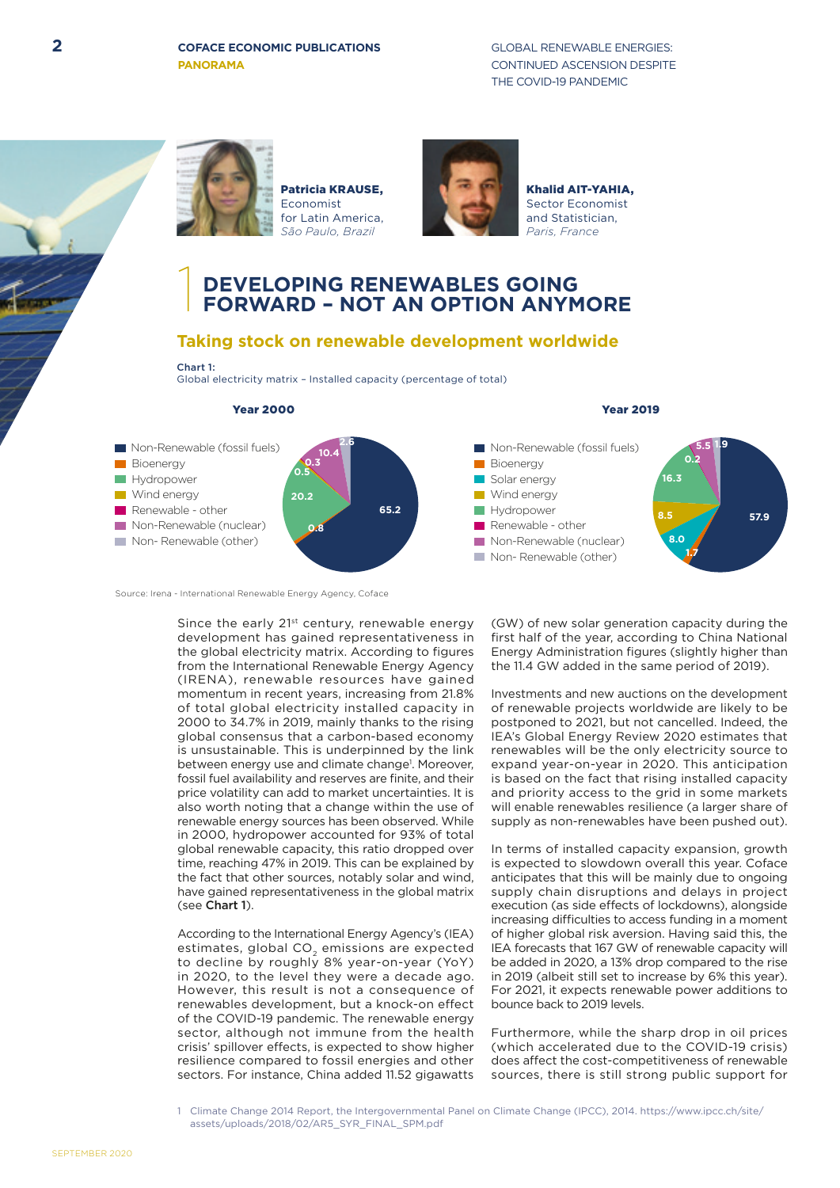**Patricia KRAUSE,**
Economist
for Latin America,
*São Paulo, Brazil*

**Khalid AIT-YAHIA,**
Sector Economist
and Statistician,
*Paris, France*

# 1 DEVELOPING RENEWABLES GOING FORWARD – NOT AN OPTION ANYMORE

## Taking stock on renewable development worldwide

**Chart 1:**
Global electricity matrix – Installed capacity (percentage of total)

**Year 2000**

| Source | % |
|---|---|
| Non-Renewable (fossil fuels) | 65.2 |
| Bioenergy | 0.8 |
| Hydropower | 20.2 |
| Wind energy | 0.5 |
| Renewable - other | 0.3 |
| Non-Renewable (nuclear) | 10.4 |
| Non- Renewable (other) | 2.6 |

**Year 2019**

| Source | % |
|---|---|
| Non-Renewable (fossil fuels) | 57.9 |
| Bioenergy | 1.7 |
| Solar energy | 8.0 |
| Wind energy | 8.5 |
| Hydropower | 16.3 |
| Renewable - other | 0.2 |
| Non-Renewable (nuclear) | 5.5 |
| Non- Renewable (other) | 1.9 |

Source: Irena - International Renewable Energy Agency, Coface

Since the early 21st century, renewable energy development has gained representativeness in the global electricity matrix. According to figures from the International Renewable Energy Agency (IRENA), renewable resources have gained momentum in recent years, increasing from 21.8% of total global electricity installed capacity in 2000 to 34.7% in 2019, mainly thanks to the rising global consensus that a carbon-based economy is unsustainable. This is underpinned by the link between energy use and climate change[1]. Moreover, fossil fuel availability and reserves are finite, and their price volatility can add to market uncertainties. It is also worth noting that a change within the use of renewable energy sources has been observed. While in 2000, hydropower accounted for 93% of total global renewable capacity, this ratio dropped over time, reaching 47% in 2019. This can be explained by the fact that other sources, notably solar and wind, have gained representativeness in the global matrix (see **Chart 1**).

According to the International Energy Agency's (IEA) estimates, global $CO_2$ emissions are expected to decline by roughly 8% year-on-year (YoY) in 2020, to the level they were a decade ago. However, this result is not a consequence of renewables development, but a knock-on effect of the COVID-19 pandemic. The renewable energy sector, although not immune from the health crisis' spillover effects, is expected to show higher resilience compared to fossil energies and other sectors. For instance, China added 11.52 gigawatts (GW) of new solar generation capacity during the first half of the year, according to China National Energy Administration figures (slightly higher than the 11.4 GW added in the same period of 2019).

Investments and new auctions on the development of renewable projects worldwide are likely to be postponed to 2021, but not cancelled. Indeed, the IEA's Global Energy Review 2020 estimates that renewables will be the only electricity source to expand year-on-year in 2020. This anticipation is based on the fact that rising installed capacity and priority access to the grid in some markets will enable renewables resilience (a larger share of supply as non-renewables have been pushed out).

In terms of installed capacity expansion, growth is expected to slowdown overall this year. Coface anticipates that this will be mainly due to ongoing supply chain disruptions and delays in project execution (as side effects of lockdowns), alongside increasing difficulties to access funding in a moment of higher global risk aversion. Having said this, the IEA forecasts that 167 GW of renewable capacity will be added in 2020, a 13% drop compared to the rise in 2019 (albeit still set to increase by 6% this year). For 2021, it expects renewable power additions to bounce back to 2019 levels.

Furthermore, while the sharp drop in oil prices (which accelerated due to the COVID-19 crisis) does affect the cost-competitiveness of renewable sources, there is still strong public support for

1 Climate Change 2014 Report, the Intergovernmental Panel on Climate Change (IPCC), 2014. https://www.ipcc.ch/site/assets/uploads/2018/02/AR5_SYR_FINAL_SPM.pdf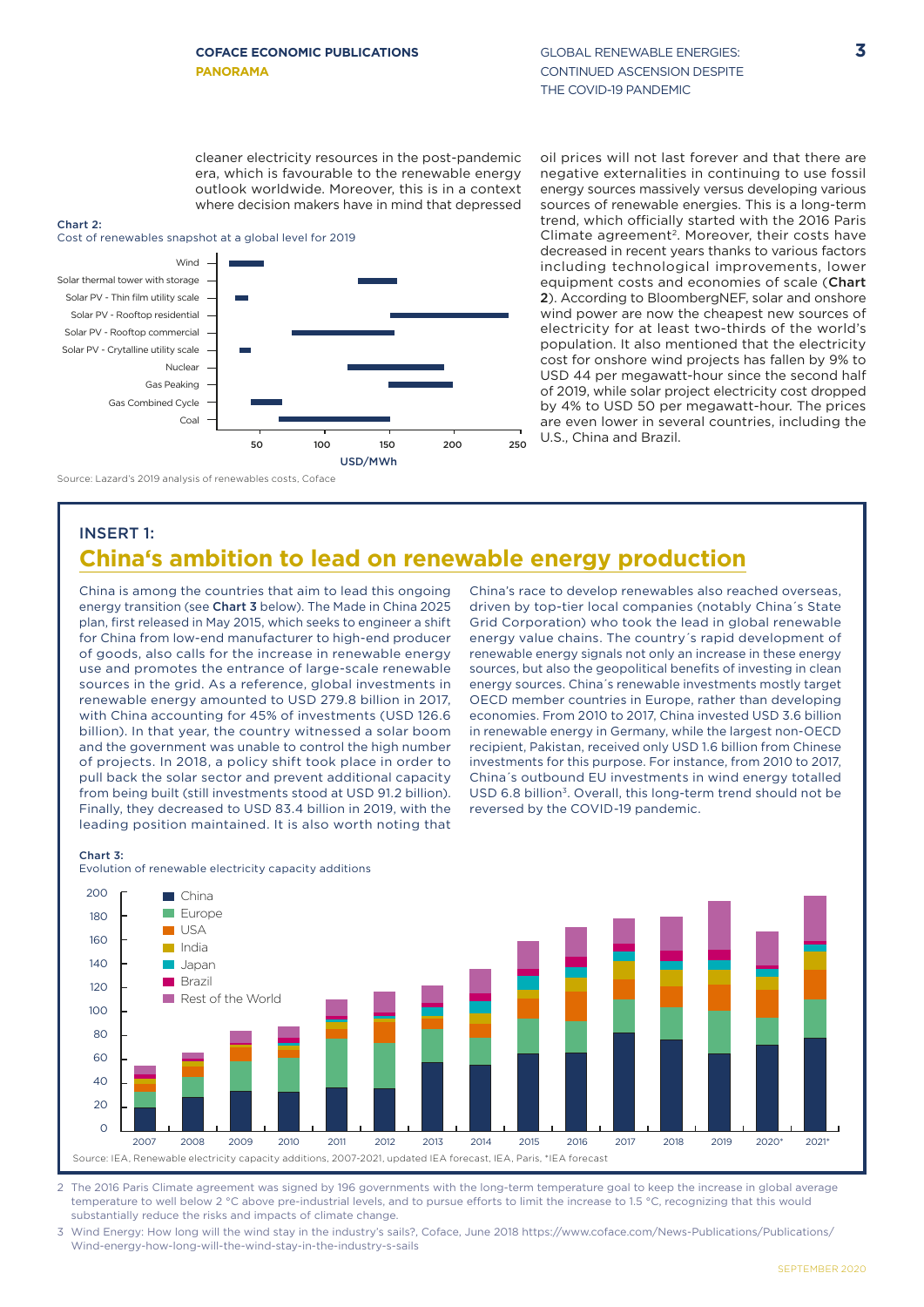cleaner electricity resources in the post-pandemic era, which is favourable to the renewable energy outlook worldwide. Moreover, this is in a context where decision makers have in mind that depressed oil prices will not last forever and that there are negative externalities in continuing to use fossil energy sources massively versus developing various sources of renewable energies. This is a long-term trend, which officially started with the 2016 Paris Climate agreement[2]. Moreover, their costs have decreased in recent years thanks to various factors including technological improvements, lower equipment costs and economies of scale (**Chart 2**). According to BloombergNEF, solar and onshore wind power are now the cheapest new sources of electricity for at least two-thirds of the world's population. It also mentioned that the electricity cost for onshore wind projects has fallen by 9% to USD 44 per megawatt-hour since the second half of 2019, while solar project electricity cost dropped by 4% to USD 50 per megawatt-hour. The prices are even lower in several countries, including the U.S., China and Brazil.

**Chart 2:**
Cost of renewables snapshot at a global level for 2019

Source: Lazard's 2019 analysis of renewables costs, Coface

## INSERT 1:

## China's ambition to lead on renewable energy production

China is among the countries that aim to lead this ongoing energy transition (see **Chart 3** below). The Made in China 2025 plan, first released in May 2015, which seeks to engineer a shift for China from low-end manufacturer to high-end producer of goods, also calls for the increase in renewable energy use and promotes the entrance of large-scale renewable sources in the grid. As a reference, global investments in renewable energy amounted to USD 279.8 billion in 2017, with China accounting for 45% of investments (USD 126.6 billion). In that year, the country witnessed a solar boom and the government was unable to control the high number of projects. In 2018, a policy shift took place in order to pull back the solar sector and prevent additional capacity from being built (still investments stood at USD 91.2 billion). Finally, they decreased to USD 83.4 billion in 2019, with the leading position maintained. It is also worth noting that China's race to develop renewables also reached overseas, driven by top-tier local companies (notably China´s State Grid Corporation) who took the lead in global renewable energy value chains. The country´s rapid development of renewable energy signals not only an increase in these energy sources, but also the geopolitical benefits of investing in clean energy sources. China´s renewable investments mostly target OECD member countries in Europe, rather than developing economies. From 2010 to 2017, China invested USD 3.6 billion in renewable energy in Germany, while the largest non-OECD recipient, Pakistan, received only USD 1.6 billion from Chinese investments for this purpose. For instance, from 2010 to 2017, China´s outbound EU investments in wind energy totalled USD 6.8 billion[3]. Overall, this long-term trend should not be reversed by the COVID-19 pandemic.

**Chart 3:**
Evolution of renewable electricity capacity additions

Source: IEA, Renewable electricity capacity additions, 2007-2021, updated IEA forecast, IEA, Paris, *IEA forecast

2 The 2016 Paris Climate agreement was signed by 196 governments with the long-term temperature goal to keep the increase in global average temperature to well below 2 °C above pre-industrial levels, and to pursue efforts to limit the increase to 1.5 °C, recognizing that this would substantially reduce the risks and impacts of climate change.

3 Wind Energy: How long will the wind stay in the industry's sails?, Coface, June 2018 https://www.coface.com/News-Publications/Publications/Wind-energy-how-long-will-the-wind-stay-in-the-industry-s-sails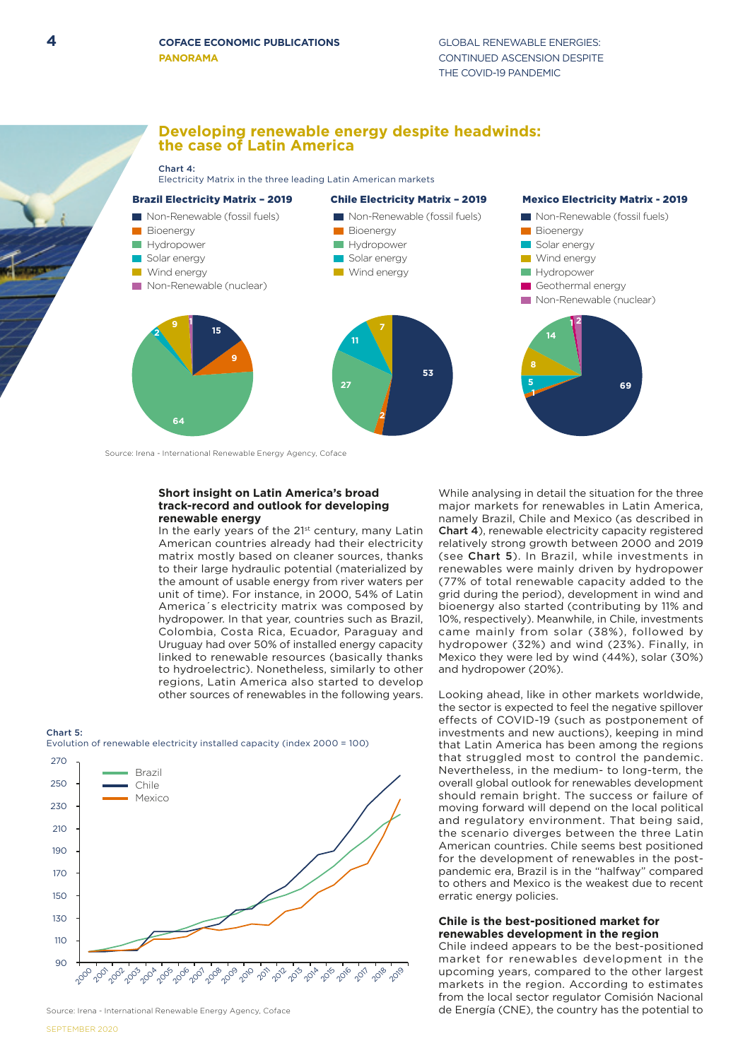## Developing renewable energy despite headwinds: the case of Latin America

**Chart 4:**
Electricity Matrix in the three leading Latin American markets

**Brazil Electricity Matrix – 2019**

- Non-Renewable (fossil fuels): 15
- Bioenergy: 9
- Hydropower: 64
- Solar energy: 2
- Wind energy: 9
- Non-Renewable (nuclear): 1

**Chile Electricity Matrix – 2019**

- Non-Renewable (fossil fuels): 53
- Bioenergy: 2
- Hydropower: 27
- Solar energy: 11
- Wind energy: 7

**Mexico Electricity Matrix - 2019**

- Non-Renewable (fossil fuels): 69
- Bioenergy: 1
- Solar energy: 5
- Wind energy: 8
- Hydropower: 14
- Geothermal energy: 1
- Non-Renewable (nuclear): 2

Source: Irena - International Renewable Energy Agency, Coface

### Short insight on Latin America's broad track-record and outlook for developing renewable energy

In the early years of the 21st century, many Latin American countries already had their electricity matrix mostly based on cleaner sources, thanks to their large hydraulic potential (materialized by the amount of usable energy from river waters per unit of time). For instance, in 2000, 54% of Latin America´s electricity matrix was composed by hydropower. In that year, countries such as Brazil, Colombia, Costa Rica, Ecuador, Paraguay and Uruguay had over 50% of installed energy capacity linked to renewable resources (basically thanks to hydroelectric). Nonetheless, similarly to other regions, Latin America also started to develop other sources of renewables in the following years.

**Chart 5:**
Evolution of renewable electricity installed capacity (index 2000 = 100)

Source: Irena - International Renewable Energy Agency, Coface

While analysing in detail the situation for the three major markets for renewables in Latin America, namely Brazil, Chile and Mexico (as described in **Chart 4**), renewable electricity capacity registered relatively strong growth between 2000 and 2019 (see **Chart 5**). In Brazil, while investments in renewables were mainly driven by hydropower (77% of total renewable capacity added to the grid during the period), development in wind and bioenergy also started (contributing by 11% and 10%, respectively). Meanwhile, in Chile, investments came mainly from solar (38%), followed by hydropower (32%) and wind (23%). Finally, in Mexico they were led by wind (44%), solar (30%) and hydropower (20%).

Looking ahead, like in other markets worldwide, the sector is expected to feel the negative spillover effects of COVID-19 (such as postponement of investments and new auctions), keeping in mind that Latin America has been among the regions that struggled most to control the pandemic. Nevertheless, in the medium- to long-term, the overall global outlook for renewables development should remain bright. The success or failure of moving forward will depend on the local political and regulatory environment. That being said, the scenario diverges between the three Latin American countries. Chile seems best positioned for the development of renewables in the post-pandemic era, Brazil is in the "halfway" compared to others and Mexico is the weakest due to recent erratic energy policies.

### Chile is the best-positioned market for renewables development in the region

Chile indeed appears to be the best-positioned market for renewables development in the upcoming years, compared to the other largest markets in the region. According to estimates from the local sector regulator Comisión Nacional de Energía (CNE), the country has the potential to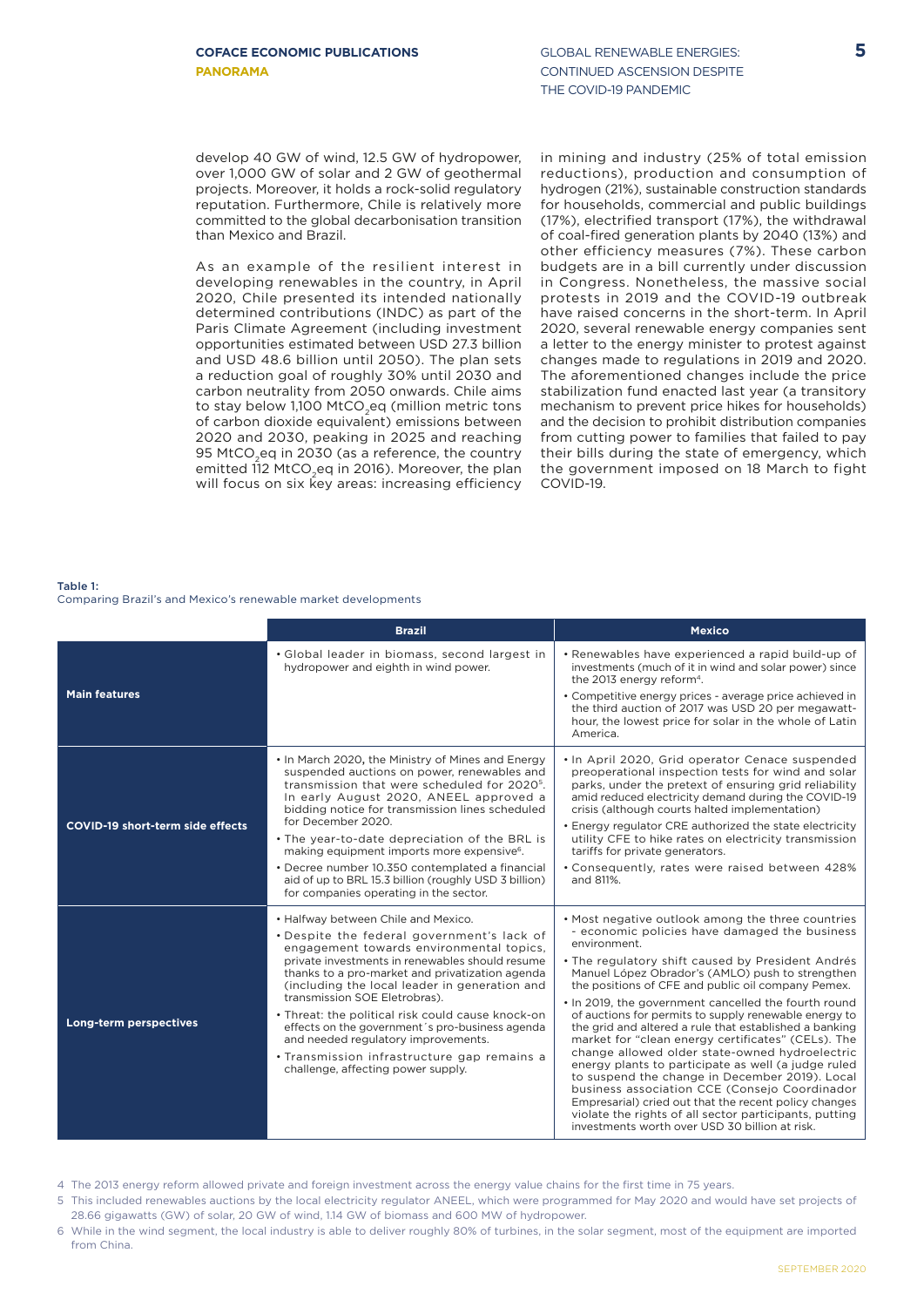develop 40 GW of wind, 12.5 GW of hydropower, over 1,000 GW of solar and 2 GW of geothermal projects. Moreover, it holds a rock-solid regulatory reputation. Furthermore, Chile is relatively more committed to the global decarbonisation transition than Mexico and Brazil.

As an example of the resilient interest in developing renewables in the country, in April 2020, Chile presented its intended nationally determined contributions (INDC) as part of the Paris Climate Agreement (including investment opportunities estimated between USD 27.3 billion and USD 48.6 billion until 2050). The plan sets a reduction goal of roughly 30% until 2030 and carbon neutrality from 2050 onwards. Chile aims to stay below 1,100 $MtCO_2eq$ (million metric tons of carbon dioxide equivalent) emissions between 2020 and 2030, peaking in 2025 and reaching 95 $MtCO_2eq$ in 2030 (as a reference, the country emitted 112 $MtCO_2eq$ in 2016). Moreover, the plan will focus on six key areas: increasing efficiency in mining and industry (25% of total emission reductions), production and consumption of hydrogen (21%), sustainable construction standards for households, commercial and public buildings (17%), electrified transport (17%), the withdrawal of coal-fired generation plants by 2040 (13%) and other efficiency measures (7%). These carbon budgets are in a bill currently under discussion in Congress. Nonetheless, the massive social protests in 2019 and the COVID-19 outbreak have raised concerns in the short-term. In April 2020, several renewable energy companies sent a letter to the energy minister to protest against changes made to regulations in 2019 and 2020. The aforementioned changes include the price stabilization fund enacted last year (a transitory mechanism to prevent price hikes for households) and the decision to prohibit distribution companies from cutting power to families that failed to pay their bills during the state of emergency, which the government imposed on 18 March to fight COVID-19.

**Table 1:**
Comparing Brazil's and Mexico's renewable market developments

| | Brazil | Mexico |
|---|---|---|
| **Main features** | • Global leader in biomass, second largest in hydropower and eighth in wind power. | • Renewables have experienced a rapid build-up of investments (much of it in wind and solar power) since the 2013 energy reform[4].<br>• Competitive energy prices - average price achieved in the third auction of 2017 was USD 20 per megawatt-hour, the lowest price for solar in the whole of Latin America. |
| **COVID-19 short-term side effects** | • In March 2020, the Ministry of Mines and Energy suspended auctions on power, renewables and transmission that were scheduled for 2020[5]. In early August 2020, ANEEL approved a bidding notice for transmission lines scheduled for December 2020.<br>• The year-to-date depreciation of the BRL is making equipment imports more expensive[6].<br>• Decree number 10.350 contemplated a financial aid of up to BRL 15.3 billion (roughly USD 3 billion) for companies operating in the sector. | • In April 2020, Grid operator Cenace suspended preoperational inspection tests for wind and solar parks, under the pretext of ensuring grid reliability amid reduced electricity demand during the COVID-19 crisis (although courts halted implementation)<br>• Energy regulator CRE authorized the state electricity utility CFE to hike rates on electricity transmission tariffs for private generators.<br>• Consequently, rates were raised between 428% and 811%. |
| **Long-term perspectives** | • Halfway between Chile and Mexico.<br>• Despite the federal government's lack of engagement towards environmental topics, private investments in renewables should resume thanks to a pro-market and privatization agenda (including the local leader in generation and transmission SOE Eletrobras).<br>• Threat: the political risk could cause knock-on effects on the government´s pro-business agenda and needed regulatory improvements.<br>• Transmission infrastructure gap remains a challenge, affecting power supply. | • Most negative outlook among the three countries - economic policies have damaged the business environment.<br>• The regulatory shift caused by President Andrés Manuel López Obrador's (AMLO) push to strengthen the positions of CFE and public oil company Pemex.<br>• In 2019, the government cancelled the fourth round of auctions for permits to supply renewable energy to the grid and altered a rule that established a banking market for "clean energy certificates" (CELs). The change allowed older state-owned hydroelectric energy plants to participate as well (a judge ruled to suspend the change in December 2019). Local business association CCE (Consejo Coordinador Empresarial) cried out that the recent policy changes violate the rights of all sector participants, putting investments worth over USD 30 billion at risk. |

4 The 2013 energy reform allowed private and foreign investment across the energy value chains for the first time in 75 years.

5 This included renewables auctions by the local electricity regulator ANEEL, which were programmed for May 2020 and would have set projects of 28.66 gigawatts (GW) of solar, 20 GW of wind, 1.14 GW of biomass and 600 MW of hydropower.

6 While in the wind segment, the local industry is able to deliver roughly 80% of turbines, in the solar segment, most of the equipment are imported from China.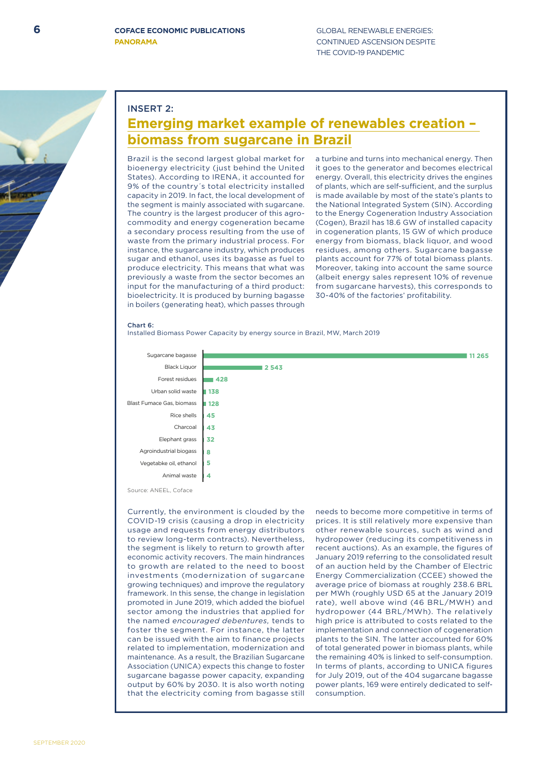## INSERT 2:

# Emerging market example of renewables creation – biomass from sugarcane in Brazil

Brazil is the second largest global market for bioenergy electricity (just behind the United States). According to IRENA, it accounted for 9% of the country´s total electricity installed capacity in 2019. In fact, the local development of the segment is mainly associated with sugarcane. The country is the largest producer of this agro-commodity and energy cogeneration became a secondary process resulting from the use of waste from the primary industrial process. For instance, the sugarcane industry, which produces sugar and ethanol, uses its bagasse as fuel to produce electricity. This means that what was previously a waste from the sector becomes an input for the manufacturing of a third product: bioelectricity. It is produced by burning bagasse in boilers (generating heat), which passes through a turbine and turns into mechanical energy. Then it goes to the generator and becomes electrical energy. Overall, this electricity drives the engines of plants, which are self-sufficient, and the surplus is made available by most of the state's plants to the National Integrated System (SIN). According to the Energy Cogeneration Industry Association (Cogen), Brazil has 18.6 GW of installed capacity in cogeneration plants, 15 GW of which produce energy from biomass, black liquor, and wood residues, among others. Sugarcane bagasse plants account for 77% of total biomass plants. Moreover, taking into account the same source (albeit energy sales represent 10% of revenue from sugarcane harvests), this corresponds to 30-40% of the factories' profitability.

**Chart 6:**
Installed Biomass Power Capacity by energy source in Brazil, MW, March 2019

| Energy source | MW |
|---|---|
| Sugarcane bagasse | 11 265 |
| Black Liquor | 2 543 |
| Forest residues | 428 |
| Urban solid waste | 138 |
| Blast Furnace Gas, biomass | 128 |
| Rice shells | 45 |
| Charcoal | 43 |
| Elephant grass | 32 |
| Agroindustrial biogass | 8 |
| Vegetabke oil, ethanol | 5 |
| Animal waste | 4 |

Source: ANEEL, Coface

Currently, the environment is clouded by the COVID-19 crisis (causing a drop in electricity usage and requests from energy distributors to review long-term contracts). Nevertheless, the segment is likely to return to growth after economic activity recovers. The main hindrances to growth are related to the need to boost investments (modernization of sugarcane growing techniques) and improve the regulatory framework. In this sense, the change in legislation promoted in June 2019, which added the biofuel sector among the industries that applied for the named *encouraged debentures*, tends to foster the segment. For instance, the latter can be issued with the aim to finance projects related to implementation, modernization and maintenance. As a result, the Brazilian Sugarcane Association (UNICA) expects this change to foster sugarcane bagasse power capacity, expanding output by 60% by 2030. It is also worth noting that the electricity coming from bagasse still needs to become more competitive in terms of prices. It is still relatively more expensive than other renewable sources, such as wind and hydropower (reducing its competitiveness in recent auctions). As an example, the figures of January 2019 referring to the consolidated result of an auction held by the Chamber of Electric Energy Commercialization (CCEE) showed the average price of biomass at roughly 238.6 BRL per MWh (roughly USD 65 at the January 2019 rate), well above wind (46 BRL/MWH) and hydropower (44 BRL/MWh). The relatively high price is attributed to costs related to the implementation and connection of cogeneration plants to the SIN. The latter accounted for 60% of total generated power in biomass plants, while the remaining 40% is linked to self-consumption. In terms of plants, according to UNICA figures for July 2019, out of the 404 sugarcane bagasse power plants, 169 were entirely dedicated to self-consumption.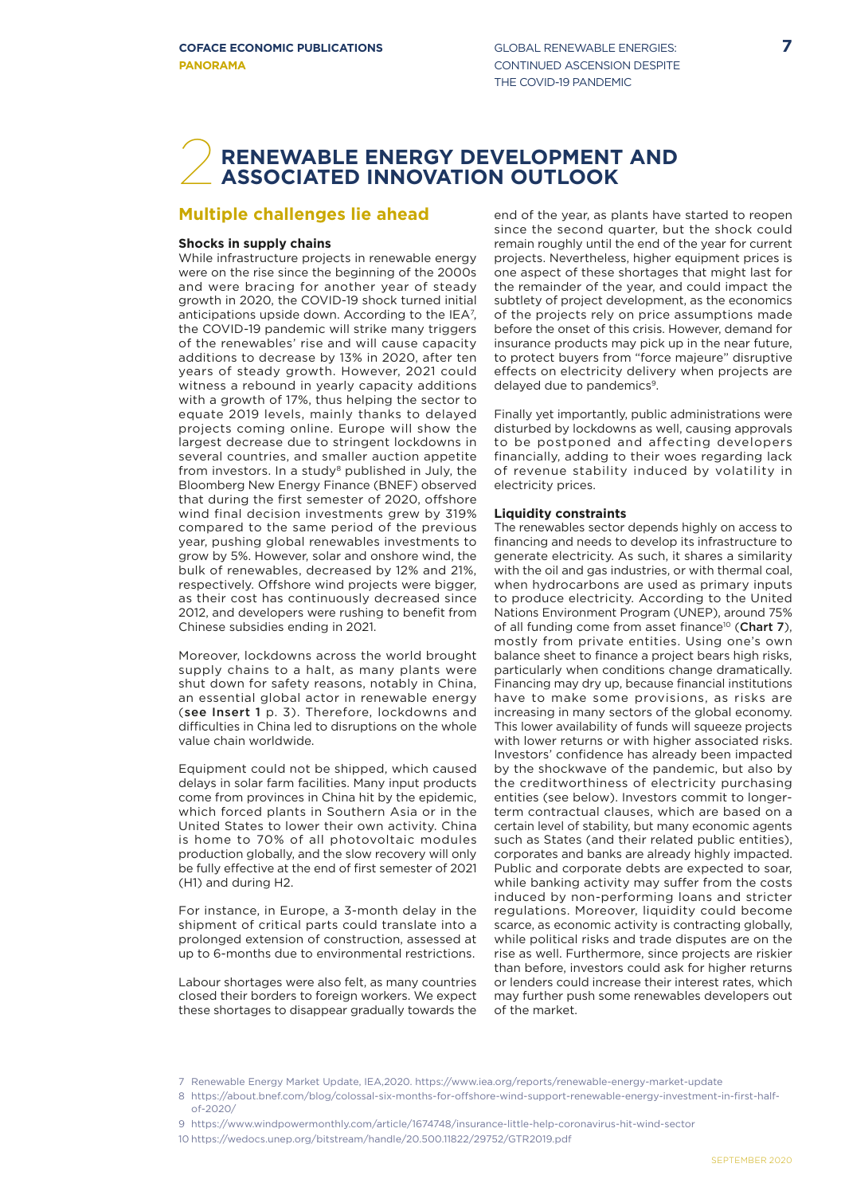# 2 RENEWABLE ENERGY DEVELOPMENT AND ASSOCIATED INNOVATION OUTLOOK

## Multiple challenges lie ahead

### Shocks in supply chains

While infrastructure projects in renewable energy were on the rise since the beginning of the 2000s and were bracing for another year of steady growth in 2020, the COVID-19 shock turned initial anticipations upside down. According to the IEA[7], the COVID-19 pandemic will strike many triggers of the renewables' rise and will cause capacity additions to decrease by 13% in 2020, after ten years of steady growth. However, 2021 could witness a rebound in yearly capacity additions with a growth of 17%, thus helping the sector to equate 2019 levels, mainly thanks to delayed projects coming online. Europe will show the largest decrease due to stringent lockdowns in several countries, and smaller auction appetite from investors. In a study[8] published in July, the Bloomberg New Energy Finance (BNEF) observed that during the first semester of 2020, offshore wind final decision investments grew by 319% compared to the same period of the previous year, pushing global renewables investments to grow by 5%. However, solar and onshore wind, the bulk of renewables, decreased by 12% and 21%, respectively. Offshore wind projects were bigger, as their cost has continuously decreased since 2012, and developers were rushing to benefit from Chinese subsidies ending in 2021.

Moreover, lockdowns across the world brought supply chains to a halt, as many plants were shut down for safety reasons, notably in China, an essential global actor in renewable energy (**see Insert 1** p. 3). Therefore, lockdowns and difficulties in China led to disruptions on the whole value chain worldwide.

Equipment could not be shipped, which caused delays in solar farm facilities. Many input products come from provinces in China hit by the epidemic, which forced plants in Southern Asia or in the United States to lower their own activity. China is home to 70% of all photovoltaic modules production globally, and the slow recovery will only be fully effective at the end of first semester of 2021 (H1) and during H2.

For instance, in Europe, a 3-month delay in the shipment of critical parts could translate into a prolonged extension of construction, assessed at up to 6-months due to environmental restrictions.

Labour shortages were also felt, as many countries closed their borders to foreign workers. We expect these shortages to disappear gradually towards the end of the year, as plants have started to reopen since the second quarter, but the shock could remain roughly until the end of the year for current projects. Nevertheless, higher equipment prices is one aspect of these shortages that might last for the remainder of the year, and could impact the subtlety of project development, as the economics of the projects rely on price assumptions made before the onset of this crisis. However, demand for insurance products may pick up in the near future, to protect buyers from "force majeure" disruptive effects on electricity delivery when projects are delayed due to pandemics[9].

Finally yet importantly, public administrations were disturbed by lockdowns as well, causing approvals to be postponed and affecting developers financially, adding to their woes regarding lack of revenue stability induced by volatility in electricity prices.

### Liquidity constraints

The renewables sector depends highly on access to financing and needs to develop its infrastructure to generate electricity. As such, it shares a similarity with the oil and gas industries, or with thermal coal, when hydrocarbons are used as primary inputs to produce electricity. According to the United Nations Environment Program (UNEP), around 75% of all funding come from asset finance[10] (**Chart 7**), mostly from private entities. Using one's own balance sheet to finance a project bears high risks, particularly when conditions change dramatically. Financing may dry up, because financial institutions have to make some provisions, as risks are increasing in many sectors of the global economy. This lower availability of funds will squeeze projects with lower returns or with higher associated risks. Investors' confidence has already been impacted by the shockwave of the pandemic, but also by the creditworthiness of electricity purchasing entities (see below). Investors commit to longer-term contractual clauses, which are based on a certain level of stability, but many economic agents such as States (and their related public entities), corporates and banks are already highly impacted. Public and corporate debts are expected to soar, while banking activity may suffer from the costs induced by non-performing loans and stricter regulations. Moreover, liquidity could become scarce, as economic activity is contracting globally, while political risks and trade disputes are on the rise as well. Furthermore, since projects are riskier than before, investors could ask for higher returns or lenders could increase their interest rates, which may further push some renewables developers out of the market.

---

7 Renewable Energy Market Update, IEA,2020. https://www.iea.org/reports/renewable-energy-market-update

8 https://about.bnef.com/blog/colossal-six-months-for-offshore-wind-support-renewable-energy-investment-in-first-half-of-2020/

9 https://www.windpowermonthly.com/article/1674748/insurance-little-help-coronavirus-hit-wind-sector

10 https://wedocs.unep.org/bitstream/handle/20.500.11822/29752/GTR2019.pdf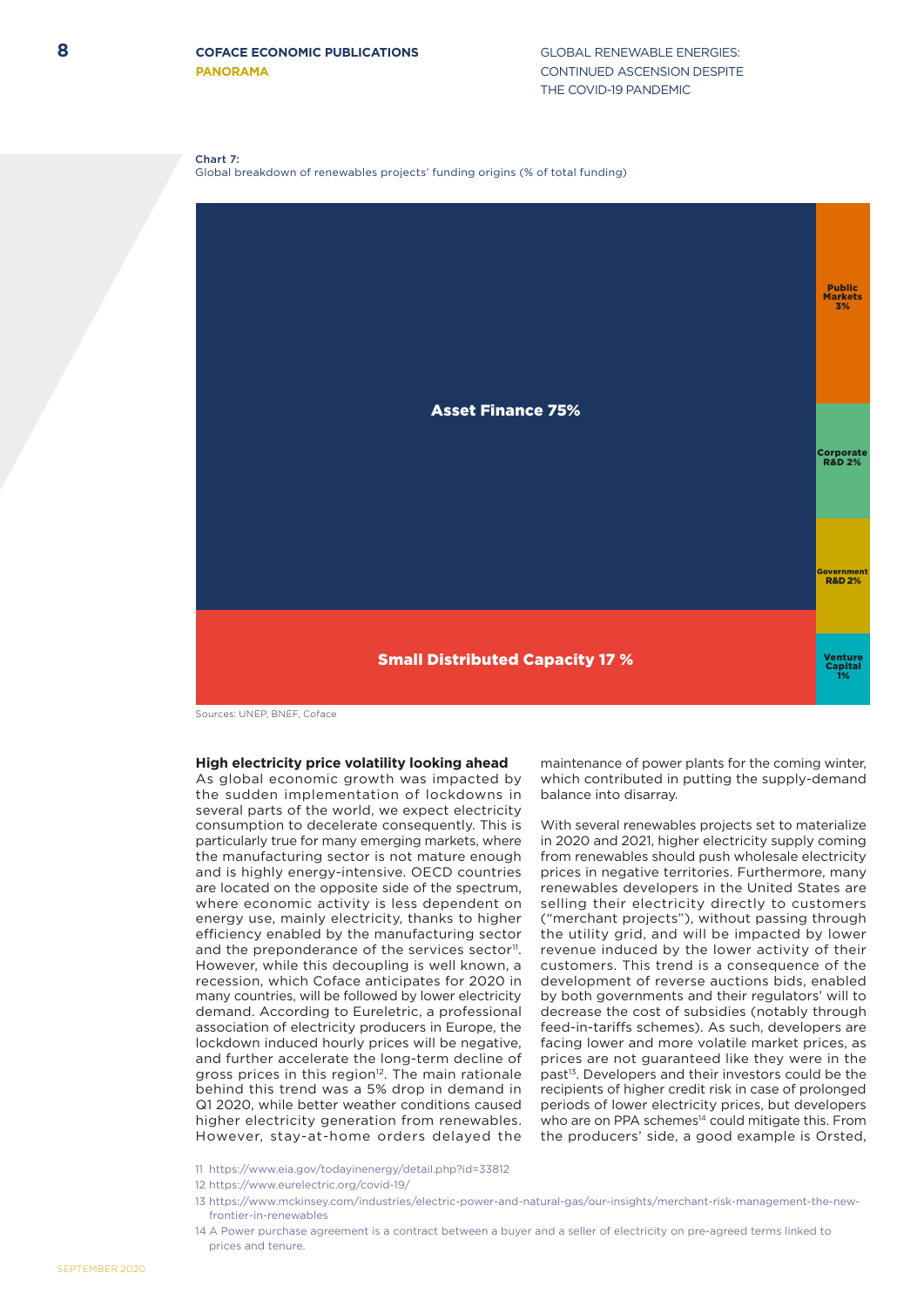Chart 7:
Global breakdown of renewables projects' funding origins (% of total funding)

| Funding origin | % of total funding |
|---|---|
| Asset Finance | 75% |
| Small Distributed Capacity | 17 % |
| Public Markets | 3% |
| Corporate R&D | 2% |
| Government R&D | 2% |
| Venture Capital | 1% |

Sources: UNEP, BNEF, Coface

### High electricity price volatility looking ahead

As global economic growth was impacted by the sudden implementation of lockdowns in several parts of the world, we expect electricity consumption to decelerate consequently. This is particularly true for many emerging markets, where the manufacturing sector is not mature enough and is highly energy-intensive. OECD countries are located on the opposite side of the spectrum, where economic activity is less dependent on energy use, mainly electricity, thanks to higher efficiency enabled by the manufacturing sector and the preponderance of the services sector[11]. However, while this decoupling is well known, a recession, which Coface anticipates for 2020 in many countries, will be followed by lower electricity demand. According to Eureletric, a professional association of electricity producers in Europe, the lockdown induced hourly prices will be negative, and further accelerate the long-term decline of gross prices in this region[12]. The main rationale behind this trend was a 5% drop in demand in Q1 2020, while better weather conditions caused higher electricity generation from renewables. However, stay-at-home orders delayed the maintenance of power plants for the coming winter, which contributed in putting the supply-demand balance into disarray.

With several renewables projects set to materialize in 2020 and 2021, higher electricity supply coming from renewables should push wholesale electricity prices in negative territories. Furthermore, many renewables developers in the United States are selling their electricity directly to customers ("merchant projects"), without passing through the utility grid, and will be impacted by lower revenue induced by the lower activity of their customers. This trend is a consequence of the development of reverse auctions bids, enabled by both governments and their regulators' will to decrease the cost of subsidies (notably through feed-in-tariffs schemes). As such, developers are facing lower and more volatile market prices, as prices are not guaranteed like they were in the past[13]. Developers and their investors could be the recipients of higher credit risk in case of prolonged periods of lower electricity prices, but developers who are on PPA schemes[14] could mitigate this. From the producers' side, a good example is Orsted,

11 https://www.eia.gov/todayinenergy/detail.php?id=33812

12 https://www.eurelectric.org/covid-19/

13 https://www.mckinsey.com/industries/electric-power-and-natural-gas/our-insights/merchant-risk-management-the-new-frontier-in-renewables

14 A Power purchase agreement is a contract between a buyer and a seller of electricity on pre-agreed terms linked to prices and tenure.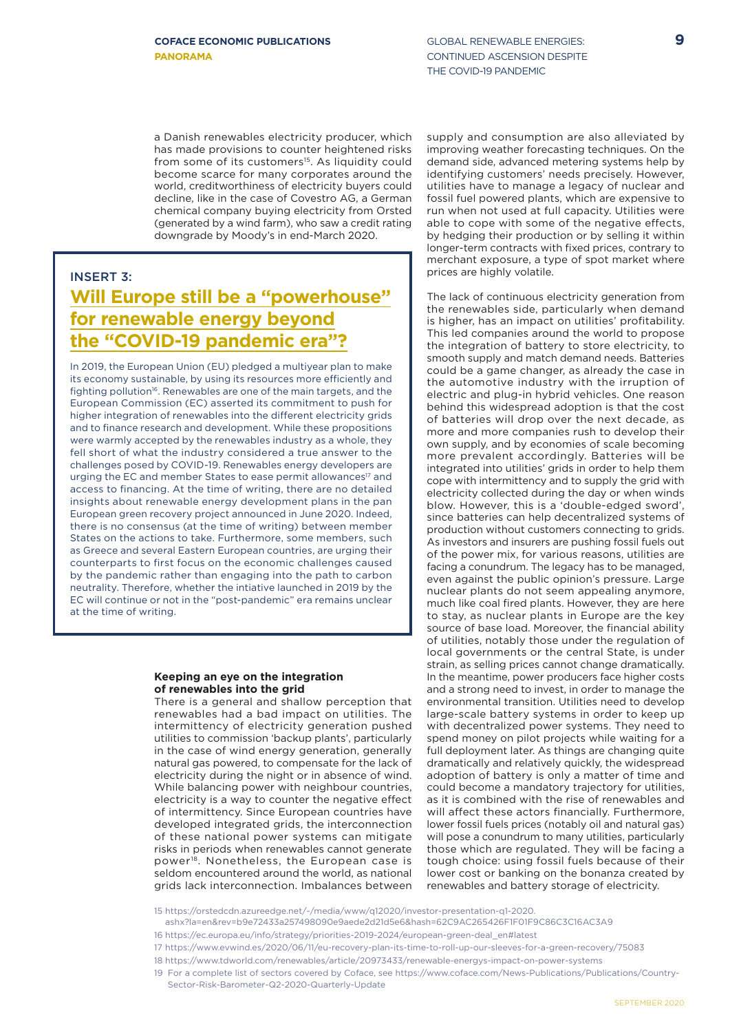a Danish renewables electricity producer, which has made provisions to counter heightened risks from some of its customers[15]. As liquidity could become scarce for many corporates around the world, creditworthiness of electricity buyers could decline, like in the case of Covestro AG, a German chemical company buying electricity from Orsted (generated by a wind farm), who saw a credit rating downgrade by Moody's in end-March 2020.

## INSERT 3:

## Will Europe still be a "powerhouse" for renewable energy beyond the "COVID-19 pandemic era"?

In 2019, the European Union (EU) pledged a multiyear plan to make its economy sustainable, by using its resources more efficiently and fighting pollution[16]. Renewables are one of the main targets, and the European Commission (EC) asserted its commitment to push for higher integration of renewables into the different electricity grids and to finance research and development. While these propositions were warmly accepted by the renewables industry as a whole, they fell short of what the industry considered a true answer to the challenges posed by COVID-19. Renewables energy developers are urging the EC and member States to ease permit allowances[17] and access to financing. At the time of writing, there are no detailed insights about renewable energy development plans in the pan European green recovery project announced in June 2020. Indeed, there is no consensus (at the time of writing) between member States on the actions to take. Furthermore, some members, such as Greece and several Eastern European countries, are urging their counterparts to first focus on the economic challenges caused by the pandemic rather than engaging into the path to carbon neutrality. Therefore, whether the intiative launched in 2019 by the EC will continue or not in the "post-pandemic" era remains unclear at the time of writing.

### Keeping an eye on the integration of renewables into the grid

There is a general and shallow perception that renewables had a bad impact on utilities. The intermittency of electricity generation pushed utilities to commission 'backup plants', particularly in the case of wind energy generation, generally natural gas powered, to compensate for the lack of electricity during the night or in absence of wind. While balancing power with neighbour countries, electricity is a way to counter the negative effect of intermittency. Since European countries have developed integrated grids, the interconnection of these national power systems can mitigate risks in periods when renewables cannot generate power[18]. Nonetheless, the European case is seldom encountered around the world, as national grids lack interconnection. Imbalances between supply and consumption are also alleviated by improving weather forecasting techniques. On the demand side, advanced metering systems help by identifying customers' needs precisely. However, utilities have to manage a legacy of nuclear and fossil fuel powered plants, which are expensive to run when not used at full capacity. Utilities were able to cope with some of the negative effects, by hedging their production or by selling it within longer-term contracts with fixed prices, contrary to merchant exposure, a type of spot market where prices are highly volatile.

The lack of continuous electricity generation from the renewables side, particularly when demand is higher, has an impact on utilities' profitability. This led companies around the world to propose the integration of battery to store electricity, to smooth supply and match demand needs. Batteries could be a game changer, as already the case in the automotive industry with the irruption of electric and plug-in hybrid vehicles. One reason behind this widespread adoption is that the cost of batteries will drop over the next decade, as more and more companies rush to develop their own supply, and by economies of scale becoming more prevalent accordingly. Batteries will be integrated into utilities' grids in order to help them cope with intermittency and to supply the grid with electricity collected during the day or when winds blow. However, this is a 'double-edged sword', since batteries can help decentralized systems of production without customers connecting to grids. As investors and insurers are pushing fossil fuels out of the power mix, for various reasons, utilities are facing a conundrum. The legacy has to be managed, even against the public opinion's pressure. Large nuclear plants do not seem appealing anymore, much like coal fired plants. However, they are here to stay, as nuclear plants in Europe are the key source of base load. Moreover, the financial ability of utilities, notably those under the regulation of local governments or the central State, is under strain, as selling prices cannot change dramatically. In the meantime, power producers face higher costs and a strong need to invest, in order to manage the environmental transition. Utilities need to develop large-scale battery systems in order to keep up with decentralized power systems. They need to spend money on pilot projects while waiting for a full deployment later. As things are changing quite dramatically and relatively quickly, the widespread adoption of battery is only a matter of time and could become a mandatory trajectory for utilities, as it is combined with the rise of renewables and will affect these actors financially. Furthermore, lower fossil fuels prices (notably oil and natural gas) will pose a conundrum to many utilities, particularly those which are regulated. They will be facing a tough choice: using fossil fuels because of their lower cost or banking on the bonanza created by renewables and battery storage of electricity.

15 https://orstedcdn.azureedge.net/-/media/www/q12020/investor-presentation-q1-2020.ashx?la=en&rev=b9e72433a257498090e9aede2d21d5e6&hash=62C9AC265426F1F01F9C86C3C16AC3A9

16 https://ec.europa.eu/info/strategy/priorities-2019-2024/european-green-deal_en#latest

17 https://www.evwind.es/2020/06/11/eu-recovery-plan-its-time-to-roll-up-our-sleeves-for-a-green-recovery/75083

18 https://www.tdworld.com/renewables/article/20973433/renewable-energys-impact-on-power-systems

19 For a complete list of sectors covered by Coface, see https://www.coface.com/News-Publications/Publications/Country-Sector-Risk-Barometer-Q2-2020-Quarterly-Update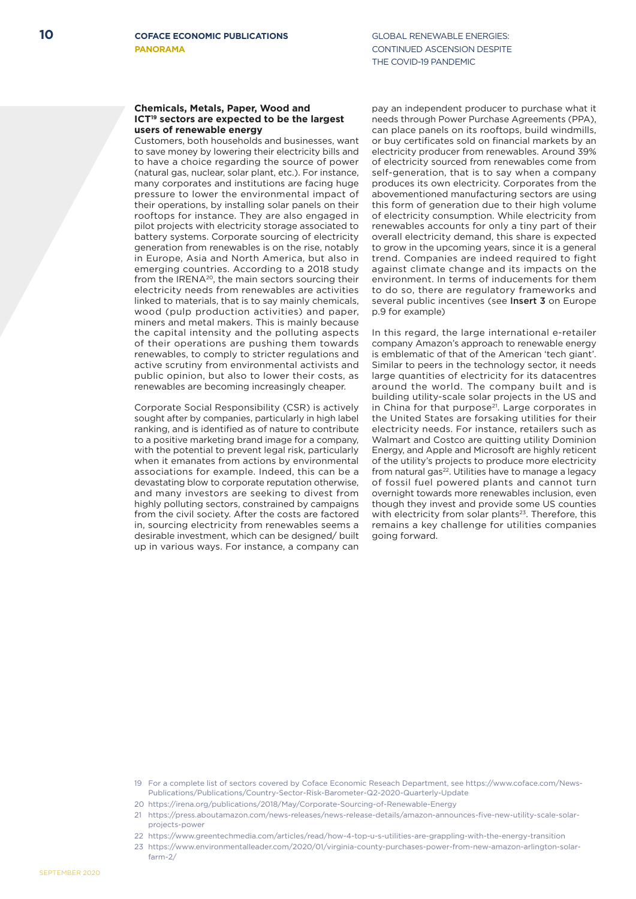### Chemicals, Metals, Paper, Wood and ICT[19] sectors are expected to be the largest users of renewable energy

Customers, both households and businesses, want to save money by lowering their electricity bills and to have a choice regarding the source of power (natural gas, nuclear, solar plant, etc.). For instance, many corporates and institutions are facing huge pressure to lower the environmental impact of their operations, by installing solar panels on their rooftops for instance. They are also engaged in pilot projects with electricity storage associated to battery systems. Corporate sourcing of electricity generation from renewables is on the rise, notably in Europe, Asia and North America, but also in emerging countries. According to a 2018 study from the IRENA[20], the main sectors sourcing their electricity needs from renewables are activities linked to materials, that is to say mainly chemicals, wood (pulp production activities) and paper, miners and metal makers. This is mainly because the capital intensity and the polluting aspects of their operations are pushing them towards renewables, to comply to stricter regulations and active scrutiny from environmental activists and public opinion, but also to lower their costs, as renewables are becoming increasingly cheaper.

Corporate Social Responsibility (CSR) is actively sought after by companies, particularly in high label ranking, and is identified as of nature to contribute to a positive marketing brand image for a company, with the potential to prevent legal risk, particularly when it emanates from actions by environmental associations for example. Indeed, this can be a devastating blow to corporate reputation otherwise, and many investors are seeking to divest from highly polluting sectors, constrained by campaigns from the civil society. After the costs are factored in, sourcing electricity from renewables seems a desirable investment, which can be designed/ built up in various ways. For instance, a company can pay an independent producer to purchase what it needs through Power Purchase Agreements (PPA), can place panels on its rooftops, build windmills, or buy certificates sold on financial markets by an electricity producer from renewables. Around 39% of electricity sourced from renewables come from self-generation, that is to say when a company produces its own electricity. Corporates from the abovementioned manufacturing sectors are using this form of generation due to their high volume of electricity consumption. While electricity from renewables accounts for only a tiny part of their overall electricity demand, this share is expected to grow in the upcoming years, since it is a general trend. Companies are indeed required to fight against climate change and its impacts on the environment. In terms of inducements for them to do so, there are regulatory frameworks and several public incentives (see **Insert 3** on Europe p.9 for example)

In this regard, the large international e-retailer company Amazon's approach to renewable energy is emblematic of that of the American 'tech giant'. Similar to peers in the technology sector, it needs large quantities of electricity for its datacentres around the world. The company built and is building utility-scale solar projects in the US and in China for that purpose[21]. Large corporates in the United States are forsaking utilities for their electricity needs. For instance, retailers such as Walmart and Costco are quitting utility Dominion Energy, and Apple and Microsoft are highly reticent of the utility's projects to produce more electricity from natural gas[22]. Utilities have to manage a legacy of fossil fuel powered plants and cannot turn overnight towards more renewables inclusion, even though they invest and provide some US counties with electricity from solar plants[23]. Therefore, this remains a key challenge for utilities companies going forward.

19 For a complete list of sectors covered by Coface Economic Reseach Department, see https://www.coface.com/News-Publications/Publications/Country-Sector-Risk-Barometer-Q2-2020-Quarterly-Update

20 https://irena.org/publications/2018/May/Corporate-Sourcing-of-Renewable-Energy

21 https://press.aboutamazon.com/news-releases/news-release-details/amazon-announces-five-new-utility-scale-solar-projects-power

22 https://www.greentechmedia.com/articles/read/how-4-top-u-s-utilities-are-grappling-with-the-energy-transition

23 https://www.environmentalleader.com/2020/01/virginia-county-purchases-power-from-new-amazon-arlington-solar-farm-2/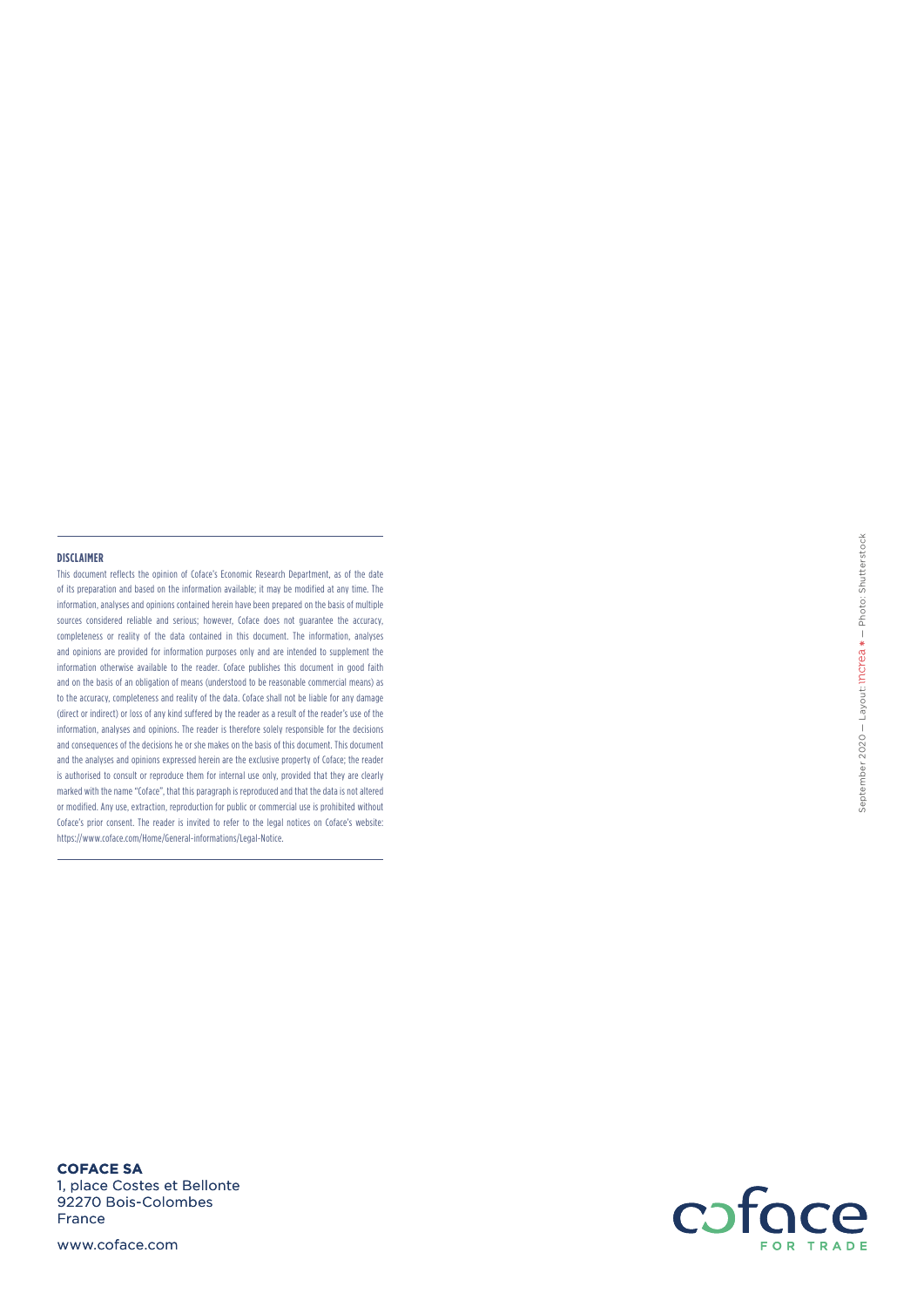**DISCLAIMER**

This document reflects the opinion of Coface's Economic Research Department, as of the date of its preparation and based on the information available; it may be modified at any time. The information, analyses and opinions contained herein have been prepared on the basis of multiple sources considered reliable and serious; however, Coface does not guarantee the accuracy, completeness or reality of the data contained in this document. The information, analyses and opinions are provided for information purposes only and are intended to supplement the information otherwise available to the reader. Coface publishes this document in good faith and on the basis of an obligation of means (understood to be reasonable commercial means) as to the accuracy, completeness and reality of the data. Coface shall not be liable for any damage (direct or indirect) or loss of any kind suffered by the reader as a result of the reader's use of the information, analyses and opinions. The reader is therefore solely responsible for the decisions and consequences of the decisions he or she makes on the basis of this document. This document and the analyses and opinions expressed herein are the exclusive property of Coface; the reader is authorised to consult or reproduce them for internal use only, provided that they are clearly marked with the name "Coface", that this paragraph is reproduced and that the data is not altered or modified. Any use, extraction, reproduction for public or commercial use is prohibited without Coface's prior consent. The reader is invited to refer to the legal notices on Coface's website: https://www.coface.com/Home/General-informations/Legal-Notice.

September 2020 — Layout: increa — Photo: Shutterstock

**COFACE SA**
1, place Costes et Bellonte
92270 Bois-Colombes
France

www.coface.com

coface
FOR TRADE